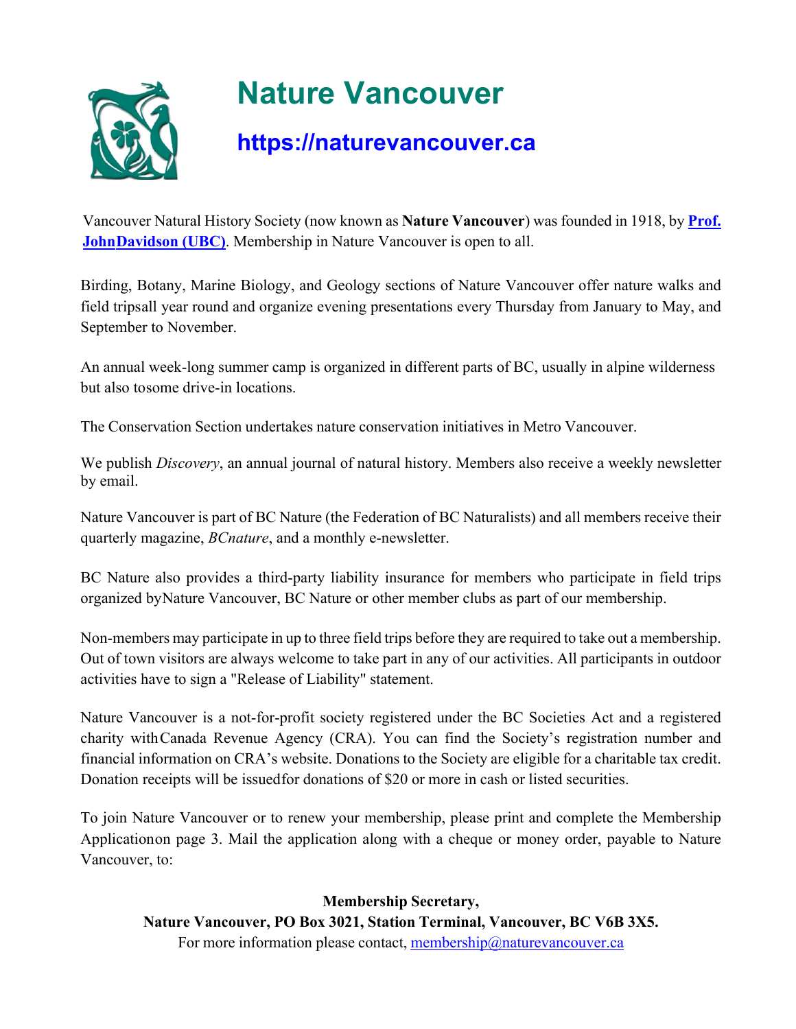# Nature Vancouver

## https://naturevancouver.ca

Vancouver Natural History Society (now known as **Nature Vancouver**) was founded in 1918, by **Prof. JohnDavidson (UBC)**. Membership in Nature Vancouver is open to all.

Birding, Botany, Marine Biology, and Geology sections of Nature Vancouver offer nature walks and field tripsall year round and organize evening presentations every Thursday from January to May, and September to November.

An annual week-long summer camp is organized in different parts of BC, usually in alpine wilderness but also tosome drive-in locations.

The Conservation Section undertakes nature conservation initiatives in Metro Vancouver.

We publish *Discovery*, an annual journal of natural history. Members also receive a weekly newsletter by email.

Nature Vancouver is part of BC Nature (the Federation of BC Naturalists) and all members receive their quarterly magazine, *BCnature*, and a monthly e-newsletter.

BC Nature also provides a third-party liability insurance for members who participate in field trips organized byNature Vancouver, BC Nature or other member clubs as part of our membership.

Non-members may participate in up to three field trips before they are required to take out a membership. Out of town visitors are always welcome to take part in any of our activities. All participants in outdoor activities have to sign a "Release of Liability" statement.

Nature Vancouver is a not-for-profit society registered under the BC Societies Act and a registered charity withCanada Revenue Agency (CRA). You can find the Society's registration number and financial information on CRA's website. Donations to the Society are eligible for a charitable tax credit. Donation receipts will be issuedfor donations of $20 or more in cash or listed securities.

To join Nature Vancouver or to renew your membership, please print and complete the Membership Applicationon page 3. Mail the application along with a cheque or money order, payable to Nature Vancouver, to:

**Membership Secretary,**
**Nature Vancouver, PO Box 3021, Station Terminal, Vancouver, BC V6B 3X5.**
For more information please contact, membership@naturevancouver.ca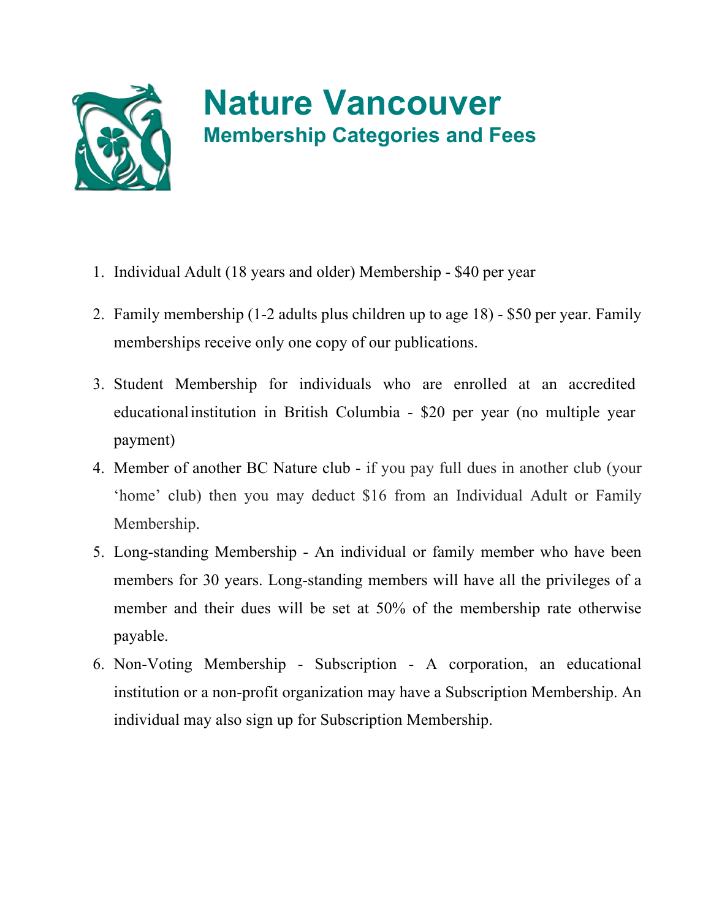# Nature Vancouver

## Membership Categories and Fees

1. Individual Adult (18 years and older) Membership - $40 per year
2. Family membership (1-2 adults plus children up to age 18) - $50 per year. Family memberships receive only one copy of our publications.
3. Student Membership for individuals who are enrolled at an accredited educational institution in British Columbia - $20 per year (no multiple year payment)
4. Member of another BC Nature club - if you pay full dues in another club (your 'home' club) then you may deduct $16 from an Individual Adult or Family Membership.
5. Long-standing Membership - An individual or family member who have been members for 30 years. Long-standing members will have all the privileges of a member and their dues will be set at 50% of the membership rate otherwise payable.
6. Non-Voting Membership - Subscription - A corporation, an educational institution or a non-profit organization may have a Subscription Membership. An individual may also sign up for Subscription Membership.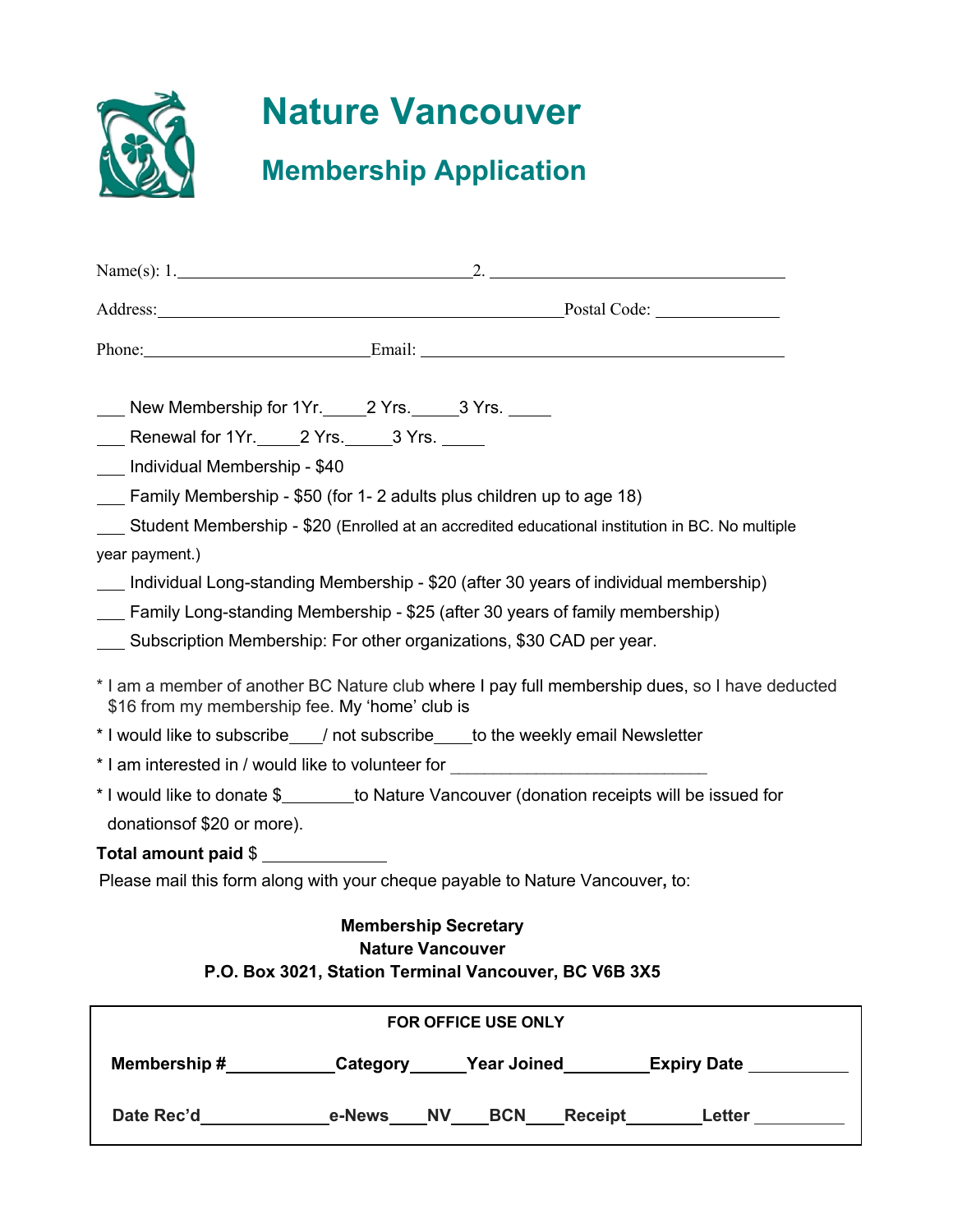# Nature Vancouver

## Membership Application

Name(s): 1.\_\_\_\_\_\_\_\_\_\_\_\_\_\_\_\_\_\_\_\_\_\_\_\_\_\_\_\_\_\_\_\_\_\_2. \_\_\_\_\_\_\_\_\_\_\_\_\_\_\_\_\_\_\_\_\_\_\_\_\_\_\_\_\_\_\_\_\_\_

Address:\_\_\_\_\_\_\_\_\_\_\_\_\_\_\_\_\_\_\_\_\_\_\_\_\_\_\_\_\_\_\_\_\_\_\_\_\_\_\_\_\_\_\_\_\_\_Postal Code: \_\_\_\_\_\_\_\_\_\_\_\_\_\_

Phone:\_\_\_\_\_\_\_\_\_\_\_\_\_\_\_\_\_\_\_\_\_\_\_\_\_\_Email: \_\_\_\_\_\_\_\_\_\_\_\_\_\_\_\_\_\_\_\_\_\_\_\_\_\_\_\_\_\_\_\_\_\_\_\_\_\_\_\_\_\_

\_\_\_ New Membership for 1Yr.\_\_\_\_\_2 Yrs.\_\_\_\_\_3 Yrs. \_\_\_\_\_

\_\_\_ Renewal for 1Yr.\_\_\_\_\_2 Yrs.\_\_\_\_\_3 Yrs. \_\_\_\_\_

\_\_\_ Individual Membership - $40

\_\_\_ Family Membership - $50 (for 1- 2 adults plus children up to age 18)

\_\_\_ Student Membership - $20 (Enrolled at an accredited educational institution in BC. No multiple year payment.)

\_\_\_ Individual Long-standing Membership - $20 (after 30 years of individual membership)

\_\_\_ Family Long-standing Membership - $25 (after 30 years of family membership)

\_\_\_ Subscription Membership: For other organizations, $30 CAD per year.

* I am a member of another BC Nature club where I pay full membership dues, so I have deducted $16 from my membership fee. My 'home' club is
* I would like to subscribe\_\_\_\_/ not subscribe\_\_\_\_to the weekly email Newsletter
* I am interested in / would like to volunteer for \_\_\_\_\_\_\_\_\_\_\_\_\_\_\_\_\_\_\_\_\_\_\_\_\_\_\_\_
* I would like to donate $\_\_\_\_\_\_\_\_to Nature Vancouver (donation receipts will be issued for donationsof $20 or more).

**Total amount paid** $ \_\_\_\_\_\_\_\_\_\_\_\_\_\_

Please mail this form along with your cheque payable to Nature Vancouver, to:

**Membership Secretary**
**Nature Vancouver**
**P.O. Box 3021, Station Terminal Vancouver, BC V6B 3X5**

**FOR OFFICE USE ONLY**

**Membership #**\_\_\_\_\_\_\_\_\_\_\_\_**Category**\_\_\_\_\_\_**Year Joined**\_\_\_\_\_\_\_\_\_**Expiry Date** \_\_\_\_\_\_\_\_\_\_\_

**Date Rec'd**\_\_\_\_\_\_\_\_\_\_\_\_\_\_**e-News**\_\_\_\_**NV**\_\_\_\_**BCN**\_\_\_\_**Receipt**\_\_\_\_\_\_\_\_**Letter** \_\_\_\_\_\_\_\_\_\_